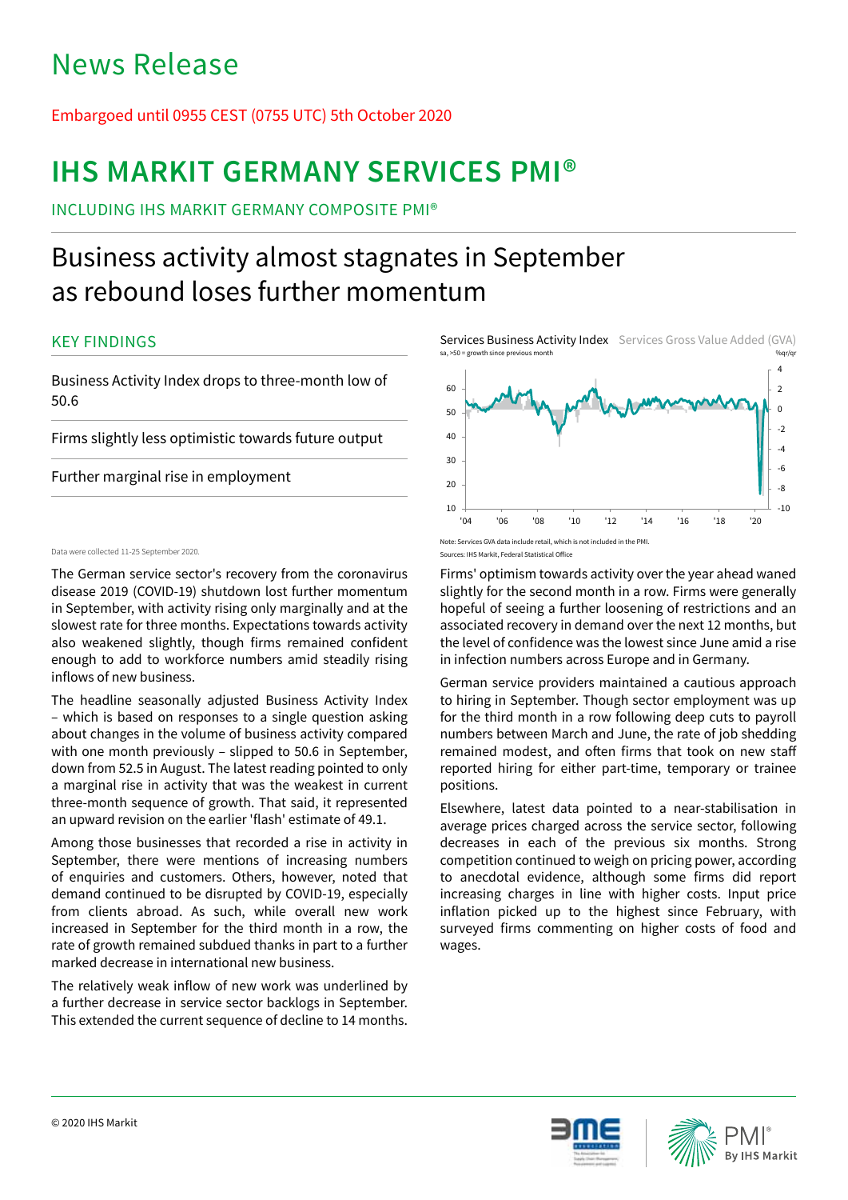# News Release

Embargoed until 0955 CEST (0755 UTC) 5th October 2020

# IHS MARKIT GERMANY SERVICES PMI®

INCLUDING IHS MARKIT GERMANY COMPOSITE PMI®

## Business activity almost stagnates in September as rebound loses further momentum

### KEY FINDINGS

Business Activity Index drops to three-month low of 50.6

Firms slightly less optimistic towards future output

Further marginal rise in employment

Services Business Activity Index — Services Gross Value Added (GVA)

sa, >50 = growth since previous month — %qr/qr

Note: Services GVA data include retail, which is not included in the PMI.

Sources: IHS Markit, Federal Statistical Office

Data were collected 11-25 September 2020.

The German service sector's recovery from the coronavirus disease 2019 (COVID-19) shutdown lost further momentum in September, with activity rising only marginally and at the slowest rate for three months. Expectations towards activity also weakened slightly, though firms remained confident enough to add to workforce numbers amid steadily rising inflows of new business.

The headline seasonally adjusted Business Activity Index – which is based on responses to a single question asking about changes in the volume of business activity compared with one month previously – slipped to 50.6 in September, down from 52.5 in August. The latest reading pointed to only a marginal rise in activity that was the weakest in current three-month sequence of growth. That said, it represented an upward revision on the earlier 'flash' estimate of 49.1.

Among those businesses that recorded a rise in activity in September, there were mentions of increasing numbers of enquiries and customers. Others, however, noted that demand continued to be disrupted by COVID-19, especially from clients abroad. As such, while overall new work increased in September for the third month in a row, the rate of growth remained subdued thanks in part to a further marked decrease in international new business.

The relatively weak inflow of new work was underlined by a further decrease in service sector backlogs in September. This extended the current sequence of decline to 14 months.

Firms' optimism towards activity over the year ahead waned slightly for the second month in a row. Firms were generally hopeful of seeing a further loosening of restrictions and an associated recovery in demand over the next 12 months, but the level of confidence was the lowest since June amid a rise in infection numbers across Europe and in Germany.

German service providers maintained a cautious approach to hiring in September. Though sector employment was up for the third month in a row following deep cuts to payroll numbers between March and June, the rate of job shedding remained modest, and often firms that took on new staff reported hiring for either part-time, temporary or trainee positions.

Elsewhere, latest data pointed to a near-stabilisation in average prices charged across the service sector, following decreases in each of the previous six months. Strong competition continued to weigh on pricing power, according to anecdotal evidence, although some firms did report increasing charges in line with higher costs. Input price inflation picked up to the highest since February, with surveyed firms commenting on higher costs of food and wages.

© 2020 IHS Markit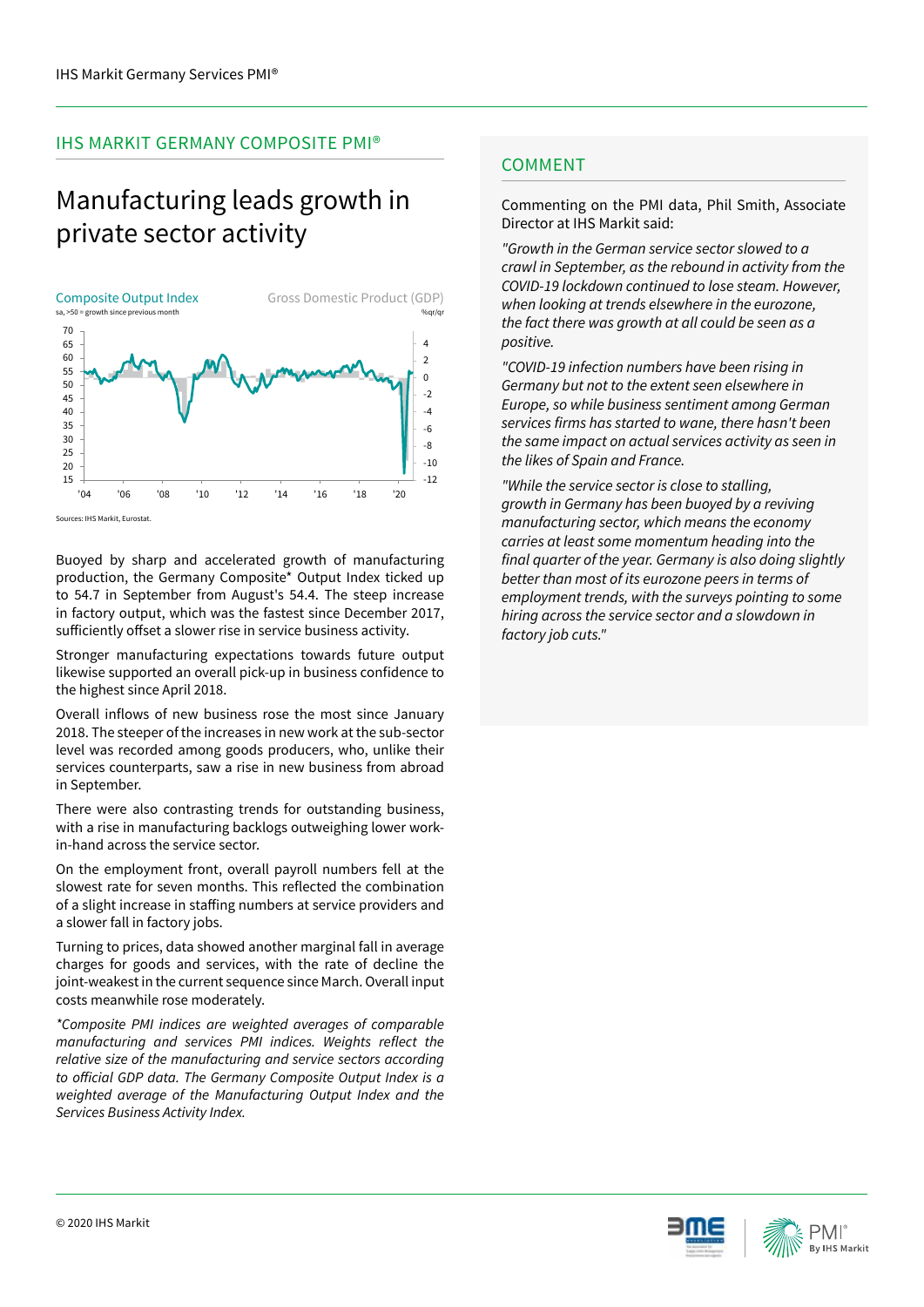## IHS MARKIT GERMANY COMPOSITE PMI®

# Manufacturing leads growth in private sector activity

Composite Output Index
sa, >50 = growth since previous month

Gross Domestic Product (GDP)
%qr/qr

Sources: IHS Markit, Eurostat.

Buoyed by sharp and accelerated growth of manufacturing production, the Germany Composite* Output Index ticked up to 54.7 in September from August's 54.4. The steep increase in factory output, which was the fastest since December 2017, sufficiently offset a slower rise in service business activity.

Stronger manufacturing expectations towards future output likewise supported an overall pick-up in business confidence to the highest since April 2018.

Overall inflows of new business rose the most since January 2018. The steeper of the increases in new work at the sub-sector level was recorded among goods producers, who, unlike their services counterparts, saw a rise in new business from abroad in September.

There were also contrasting trends for outstanding business, with a rise in manufacturing backlogs outweighing lower work-in-hand across the service sector.

On the employment front, overall payroll numbers fell at the slowest rate for seven months. This reflected the combination of a slight increase in staffing numbers at service providers and a slower fall in factory jobs.

Turning to prices, data showed another marginal fall in average charges for goods and services, with the rate of decline the joint-weakest in the current sequence since March. Overall input costs meanwhile rose moderately.

*\*Composite PMI indices are weighted averages of comparable manufacturing and services PMI indices. Weights reflect the relative size of the manufacturing and service sectors according to official GDP data. The Germany Composite Output Index is a weighted average of the Manufacturing Output Index and the Services Business Activity Index.*

## COMMENT

Commenting on the PMI data, Phil Smith, Associate Director at IHS Markit said:

*"Growth in the German service sector slowed to a crawl in September, as the rebound in activity from the COVID-19 lockdown continued to lose steam. However, when looking at trends elsewhere in the eurozone, the fact there was growth at all could be seen as a positive.*

*"COVID-19 infection numbers have been rising in Germany but not to the extent seen elsewhere in Europe, so while business sentiment among German services firms has started to wane, there hasn't been the same impact on actual services activity as seen in the likes of Spain and France.*

*"While the service sector is close to stalling, growth in Germany has been buoyed by a reviving manufacturing sector, which means the economy carries at least some momentum heading into the final quarter of the year. Germany is also doing slightly better than most of its eurozone peers in terms of employment trends, with the surveys pointing to some hiring across the service sector and a slowdown in factory job cuts."*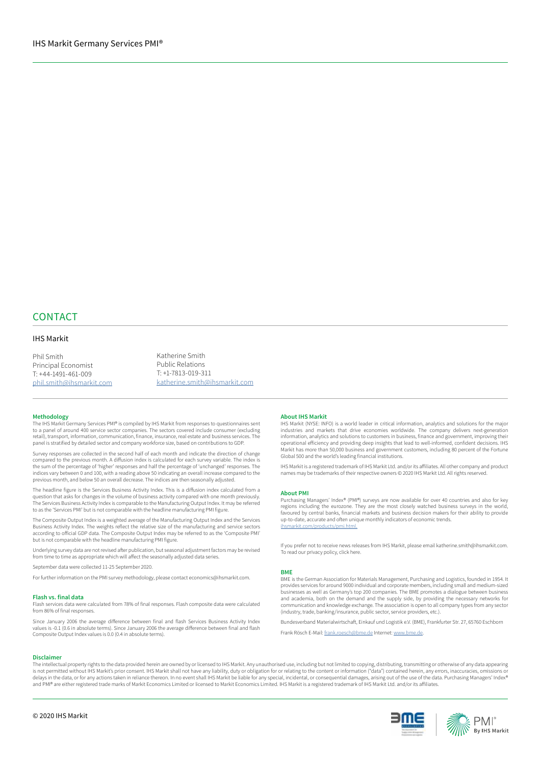## CONTACT

### IHS Markit

Phil Smith
Principal Economist
T: +44-1491-461-009
phil.smith@ihsmarkit.com

Katherine Smith
Public Relations
T: +1-7813-019-311
katherine.smith@ihsmarkit.com

#### Methodology

The IHS Markit Germany Services PMI® is compiled by IHS Markit from responses to questionnaires sent to a panel of around 400 service sector companies. The sectors covered include consumer (excluding retail), transport, information, communication, finance, insurance, real estate and business services. The panel is stratified by detailed sector and company workforce size, based on contributions to GDP.

Survey responses are collected in the second half of each month and indicate the direction of change compared to the previous month. A diffusion index is calculated for each survey variable. The index is the sum of the percentage of 'higher' responses and half the percentage of 'unchanged' responses. The indices vary between 0 and 100, with a reading above 50 indicating an overall increase compared to the previous month, and below 50 an overall decrease. The indices are then seasonally adjusted.

The headline figure is the Services Business Activity Index. This is a diffusion index calculated from a question that asks for changes in the volume of business activity compared with one month previously. The Services Business Activity Index is comparable to the Manufacturing Output Index. It may be referred to as the 'Services PMI' but is not comparable with the headline manufacturing PMI figure.

The Composite Output Index is a weighted average of the Manufacturing Output Index and the Services Business Activity Index. The weights reflect the relative size of the manufacturing and service sectors according to official GDP data. The Composite Output Index may be referred to as the 'Composite PMI' but is not comparable with the headline manufacturing PMI figure.

Underlying survey data are not revised after publication, but seasonal adjustment factors may be revised from time to time as appropriate which will affect the seasonally adjusted data series.

September data were collected 11-25 September 2020.

For further information on the PMI survey methodology, please contact economics@ihsmarkit.com.

#### Flash vs. final data

Flash services data were calculated from 78% of final responses. Flash composite data were calculated from 86% of final responses.

Since January 2006 the average difference between final and flash Services Business Activity Index values is -0.1 (0.6 in absolute terms). Since January 2006 the average difference between final and flash Composite Output Index values is 0.0 (0.4 in absolute terms).

#### About IHS Markit

IHS Markit (NYSE: INFO) is a world leader in critical information, analytics and solutions for the major industries and markets that drive economies worldwide. The company delivers next-generation information, analytics and solutions to customers in business, finance and government, improving their operational efficiency and providing deep insights that lead to well-informed, confident decisions. IHS Markit has more than 50,000 business and government customers, including 80 percent of the Fortune Global 500 and the world's leading financial institutions.

IHS Markit is a registered trademark of IHS Markit Ltd. and/or its affiliates. All other company and product names may be trademarks of their respective owners © 2020 IHS Markit Ltd. All rights reserved.

#### About PMI

Purchasing Managers' Index® (PMI®) surveys are now available for over 40 countries and also for key regions including the eurozone. They are the most closely watched business surveys in the world, favoured by central banks, financial markets and business decision makers for their ability to provide up-to-date, accurate and often unique monthly indicators of economic trends.
ihsmarkit.com/products/pmi.html.

If you prefer not to receive news releases from IHS Markit, please email katherine.smith@ihsmarkit.com. To read our privacy policy, click here.

#### BME

BME is the German Association for Materials Management, Purchasing and Logistics, founded in 1954. It provides services for around 9000 individual and corporate members, including small and medium-sized businesses as well as Germany's top 200 companies. The BME promotes a dialogue between business and academia, both on the demand and the supply side, by providing the necessary networks for communication and knowledge exchange. The association is open to all company types from any sector (industry, trade, banking/insurance, public sector, service providers, etc.).

Bundesverband Materialwirtschaft, Einkauf und Logistik e.V. (BME), Frankfurter Str. 27, 65760 Eschborn

Frank Rösch E-Mail: frank.roesch@bme.de Internet: www.bme.de.

#### Disclaimer

The intellectual property rights to the data provided herein are owned by or licensed to IHS Markit. Any unauthorised use, including but not limited to copying, distributing, transmitting or otherwise of any data appearing is not permitted without IHS Markit's prior consent. IHS Markit shall not have any liability, duty or obligation for or relating to the content or information ("data") contained herein, any errors, inaccuracies, omissions or delays in the data, or for any actions taken in reliance thereon. In no event shall IHS Markit be liable for any special, incidental, or consequential damages, arising out of the use of the data. Purchasing Managers' Index® and PMI® are either registered trade marks of Markit Economics Limited or licensed to Markit Economics Limited. IHS Markit is a registered trademark of IHS Markit Ltd. and/or its affiliates.

© 2020 IHS Markit